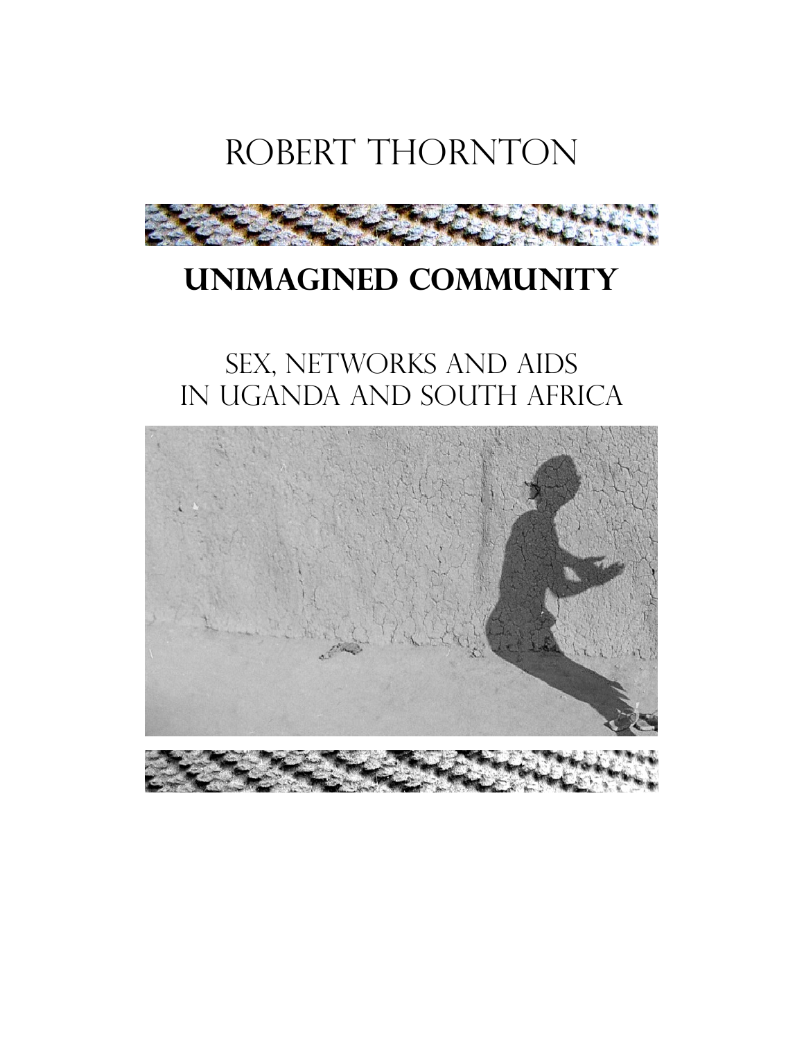ROBERT THORNTON

# UNIMAGINED COMMUNITY

## SEX, NETWORKS AND AIDS IN UGANDA AND SOUTH AFRICA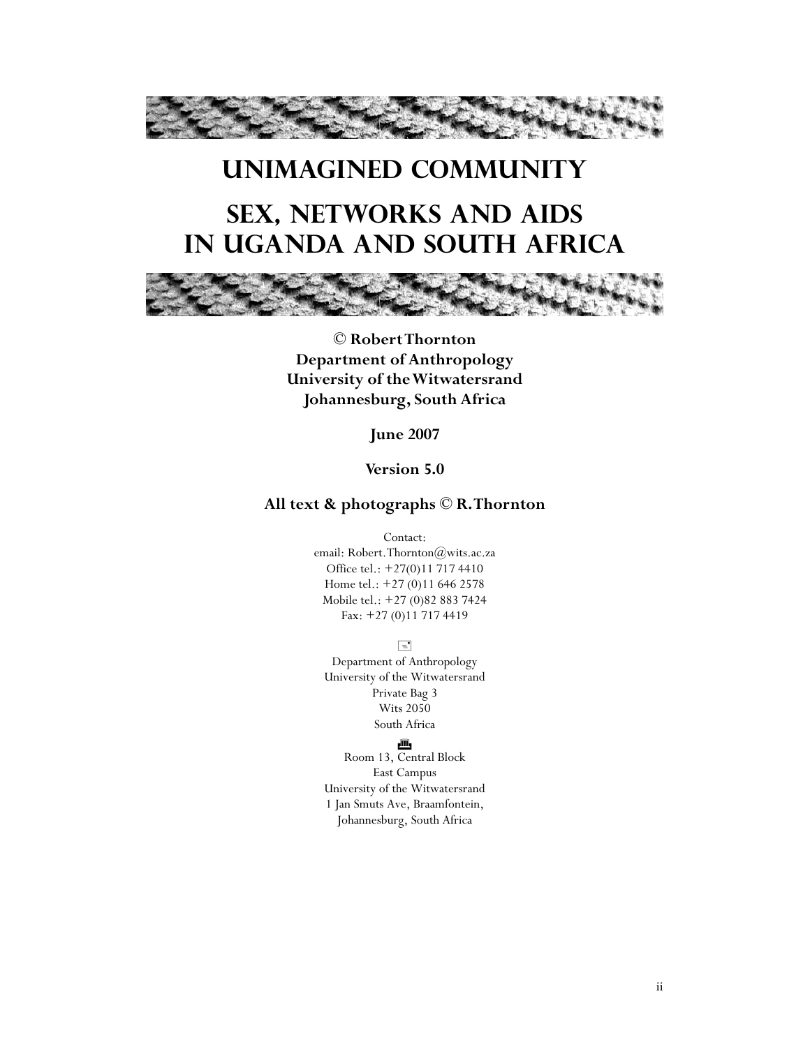# UNIMAGINED COMMUNITY

# SEX, NETWORKS AND AIDS IN UGANDA AND SOUTH AFRICA

**© Robert Thornton**
**Department of Anthropology**
**University of the Witwatersrand**
**Johannesburg, South Africa**

**June 2007**

**Version 5.0**

**All text & photographs © R. Thornton**

Contact:
email: Robert.Thornton@wits.ac.za
Office tel.: +27(0)11 717 4410
Home tel.: +27 (0)11 646 2578
Mobile tel.: +27 (0)82 883 7424
Fax: +27 (0)11 717 4419

Department of Anthropology
University of the Witwatersrand
Private Bag 3
Wits 2050
South Africa

Room 13, Central Block
East Campus
University of the Witwatersrand
1 Jan Smuts Ave, Braamfontein,
Johannesburg, South Africa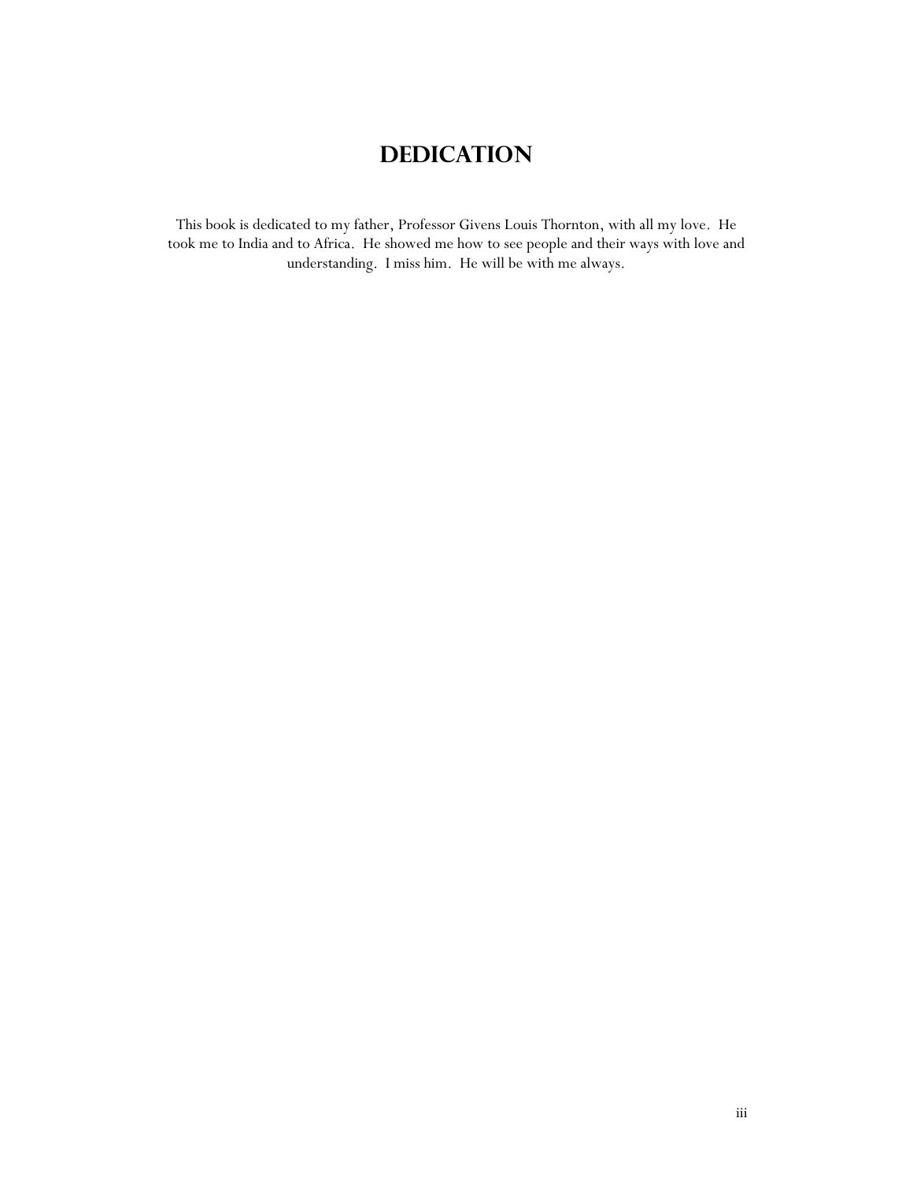# DEDICATION

This book is dedicated to my father, Professor Givens Louis Thornton, with all my love. He took me to India and to Africa. He showed me how to see people and their ways with love and understanding. I miss him. He will be with me always.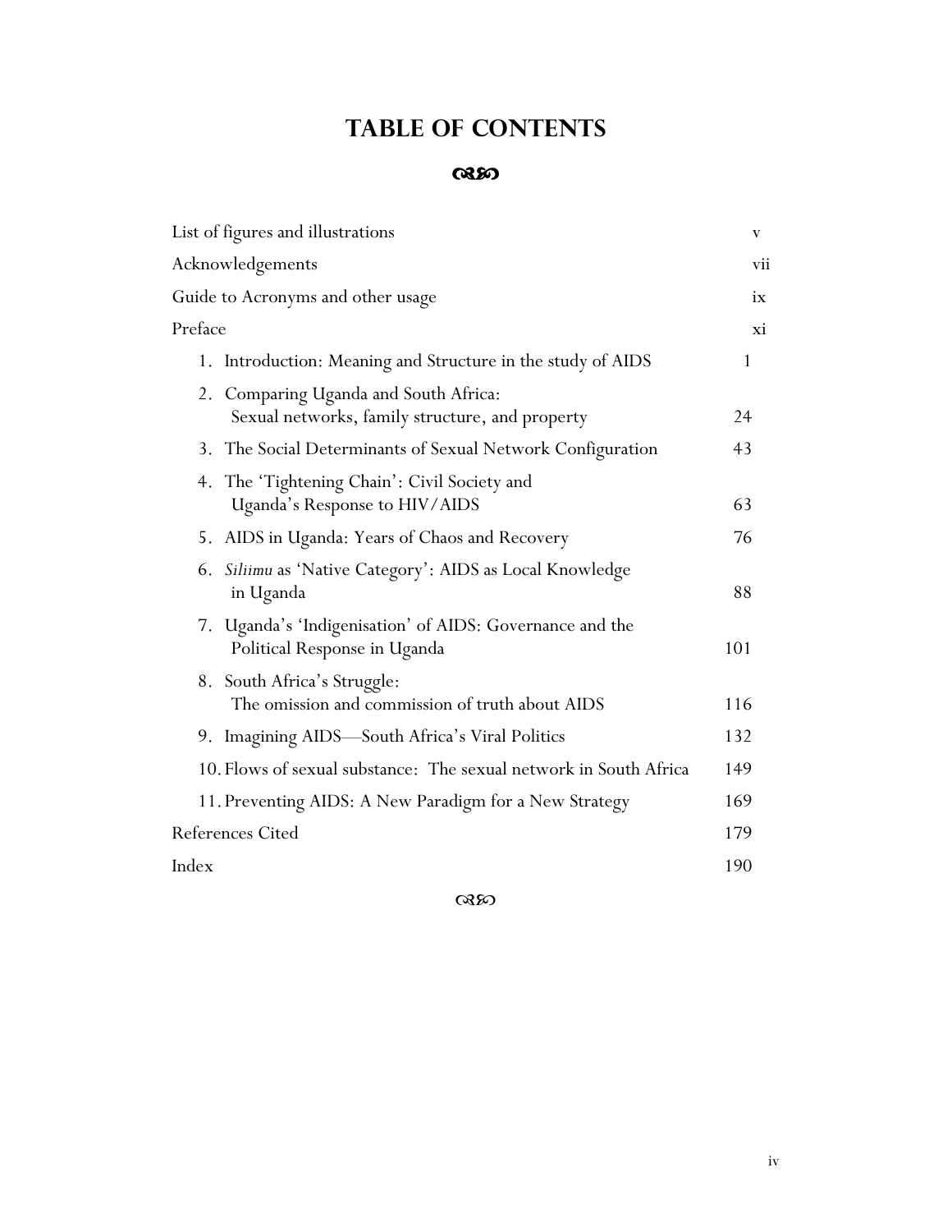# TABLE OF CONTENTS

| | |
|---|---|
| List of figures and illustrations | v |
| Acknowledgements | vii |
| Guide to Acronyms and other usage | ix |
| Preface | xi |
| 1. Introduction: Meaning and Structure in the study of AIDS | 1 |
| 2. Comparing Uganda and South Africa: Sexual networks, family structure, and property | 24 |
| 3. The Social Determinants of Sexual Network Configuration | 43 |
| 4. The 'Tightening Chain': Civil Society and Uganda's Response to HIV/AIDS | 63 |
| 5. AIDS in Uganda: Years of Chaos and Recovery | 76 |
| 6. *Siliimu* as 'Native Category': AIDS as Local Knowledge in Uganda | 88 |
| 7. Uganda's 'Indigenisation' of AIDS: Governance and the Political Response in Uganda | 101 |
| 8. South Africa's Struggle: The omission and commission of truth about AIDS | 116 |
| 9. Imagining AIDS—South Africa's Viral Politics | 132 |
| 10. Flows of sexual substance: The sexual network in South Africa | 149 |
| 11. Preventing AIDS: A New Paradigm for a New Strategy | 169 |
| References Cited | 179 |
| Index | 190 |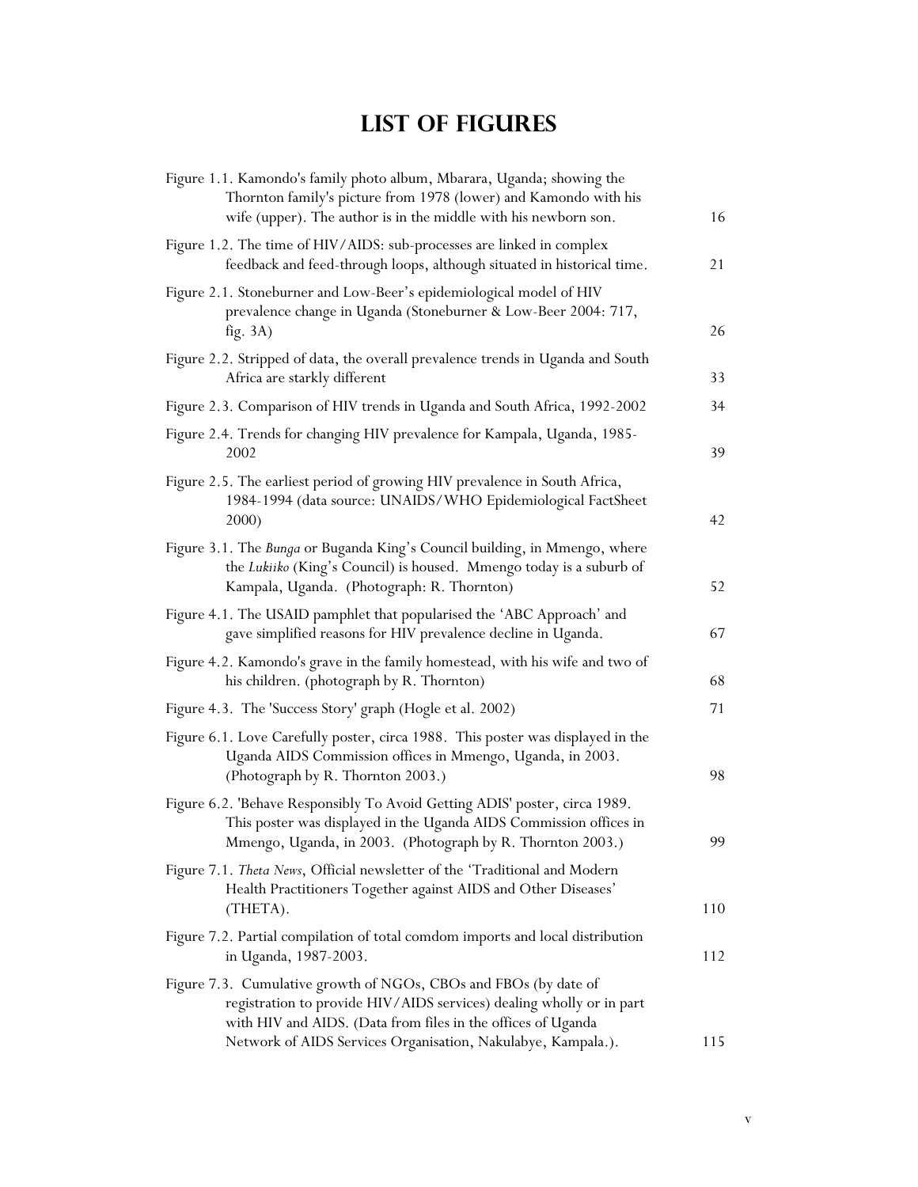# LIST OF FIGURES

| | |
|---|---|
| Figure 1.1. Kamondo's family photo album, Mbarara, Uganda; showing the Thornton family's picture from 1978 (lower) and Kamondo with his wife (upper). The author is in the middle with his newborn son. | 16 |
| Figure 1.2. The time of HIV/AIDS: sub-processes are linked in complex feedback and feed-through loops, although situated in historical time. | 21 |
| Figure 2.1. Stoneburner and Low-Beer's epidemiological model of HIV prevalence change in Uganda (Stoneburner & Low-Beer 2004: 717, fig. 3A) | 26 |
| Figure 2.2. Stripped of data, the overall prevalence trends in Uganda and South Africa are starkly different | 33 |
| Figure 2.3. Comparison of HIV trends in Uganda and South Africa, 1992-2002 | 34 |
| Figure 2.4. Trends for changing HIV prevalence for Kampala, Uganda, 1985-2002 | 39 |
| Figure 2.5. The earliest period of growing HIV prevalence in South Africa, 1984-1994 (data source: UNAIDS/WHO Epidemiological FactSheet 2000) | 42 |
| Figure 3.1. The *Bunga* or Buganda King's Council building, in Mmengo, where the *Lukiiko* (King's Council) is housed. Mmengo today is a suburb of Kampala, Uganda. (Photograph: R. Thornton) | 52 |
| Figure 4.1. The USAID pamphlet that popularised the 'ABC Approach' and gave simplified reasons for HIV prevalence decline in Uganda. | 67 |
| Figure 4.2. Kamondo's grave in the family homestead, with his wife and two of his children. (photograph by R. Thornton) | 68 |
| Figure 4.3. The 'Success Story' graph (Hogle et al. 2002) | 71 |
| Figure 6.1. Love Carefully poster, circa 1988. This poster was displayed in the Uganda AIDS Commission offices in Mmengo, Uganda, in 2003. (Photograph by R. Thornton 2003.) | 98 |
| Figure 6.2. 'Behave Responsibly To Avoid Getting ADIS' poster, circa 1989. This poster was displayed in the Uganda AIDS Commission offices in Mmengo, Uganda, in 2003. (Photograph by R. Thornton 2003.) | 99 |
| Figure 7.1. *Theta News*, Official newsletter of the 'Traditional and Modern Health Practitioners Together against AIDS and Other Diseases' (THETA). | 110 |
| Figure 7.2. Partial compilation of total comdom imports and local distribution in Uganda, 1987-2003. | 112 |
| Figure 7.3. Cumulative growth of NGOs, CBOs and FBOs (by date of registration to provide HIV/AIDS services) dealing wholly or in part with HIV and AIDS. (Data from files in the offices of Uganda Network of AIDS Services Organisation, Nakulabye, Kampala.). | 115 |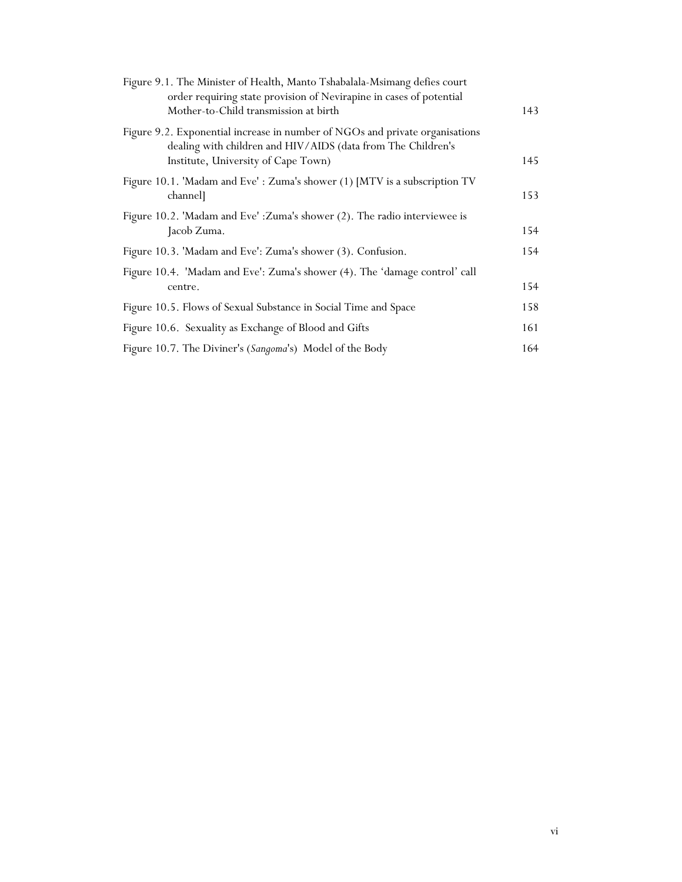| | |
|---|---|
| Figure 9.1. The Minister of Health, Manto Tshabalala-Msimang defies court order requiring state provision of Nevirapine in cases of potential Mother-to-Child transmission at birth | 143 |
| Figure 9.2. Exponential increase in number of NGOs and private organisations dealing with children and HIV/AIDS (data from The Children's Institute, University of Cape Town) | 145 |
| Figure 10.1. 'Madam and Eve' : Zuma's shower (1) [MTV is a subscription TV channel] | 153 |
| Figure 10.2. 'Madam and Eve' :Zuma's shower (2). The radio interviewee is Jacob Zuma. | 154 |
| Figure 10.3. 'Madam and Eve': Zuma's shower (3). Confusion. | 154 |
| Figure 10.4. 'Madam and Eve': Zuma's shower (4). The 'damage control' call centre. | 154 |
| Figure 10.5. Flows of Sexual Substance in Social Time and Space | 158 |
| Figure 10.6. Sexuality as Exchange of Blood and Gifts | 161 |
| Figure 10.7. The Diviner's (*Sangoma*'s) Model of the Body | 164 |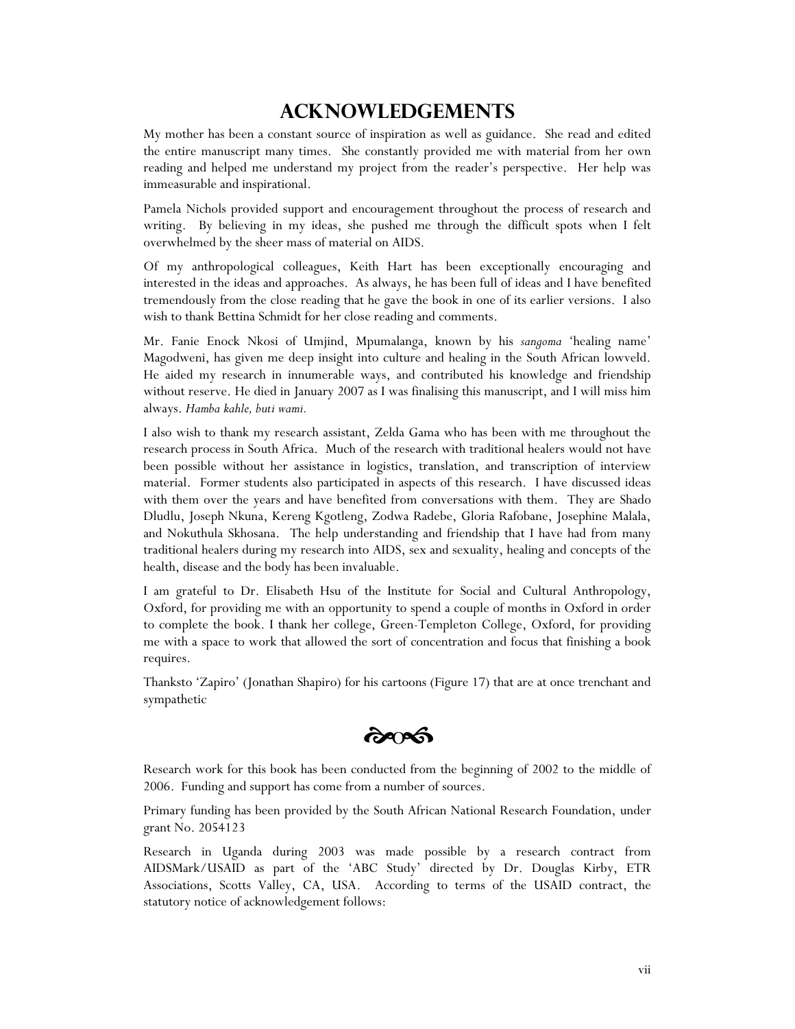# Acknowledgements

My mother has been a constant source of inspiration as well as guidance. She read and edited the entire manuscript many times. She constantly provided me with material from her own reading and helped me understand my project from the reader's perspective. Her help was immeasurable and inspirational.

Pamela Nichols provided support and encouragement throughout the process of research and writing. By believing in my ideas, she pushed me through the difficult spots when I felt overwhelmed by the sheer mass of material on AIDS.

Of my anthropological colleagues, Keith Hart has been exceptionally encouraging and interested in the ideas and approaches. As always, he has been full of ideas and I have benefited tremendously from the close reading that he gave the book in one of its earlier versions. I also wish to thank Bettina Schmidt for her close reading and comments.

Mr. Fanie Enock Nkosi of Umjind, Mpumalanga, known by his *sangoma* 'healing name' Magodweni, has given me deep insight into culture and healing in the South African lowveld. He aided my research in innumerable ways, and contributed his knowledge and friendship without reserve. He died in January 2007 as I was finalising this manuscript, and I will miss him always. *Hamba kahle, buti wami.*

I also wish to thank my research assistant, Zelda Gama who has been with me throughout the research process in South Africa. Much of the research with traditional healers would not have been possible without her assistance in logistics, translation, and transcription of interview material. Former students also participated in aspects of this research. I have discussed ideas with them over the years and have benefited from conversations with them. They are Shado Dludlu, Joseph Nkuna, Kereng Kgotleng, Zodwa Radebe, Gloria Rafobane, Josephine Malala, and Nokuthula Skhosana. The help understanding and friendship that I have had from many traditional healers during my research into AIDS, sex and sexuality, healing and concepts of the health, disease and the body has been invaluable.

I am grateful to Dr. Elisabeth Hsu of the Institute for Social and Cultural Anthropology, Oxford, for providing me with an opportunity to spend a couple of months in Oxford in order to complete the book. I thank her college, Green-Templeton College, Oxford, for providing me with a space to work that allowed the sort of concentration and focus that finishing a book requires.

Thanksto 'Zapiro' (Jonathan Shapiro) for his cartoons (Figure 17) that are at once trenchant and sympathetic

Research work for this book has been conducted from the beginning of 2002 to the middle of 2006. Funding and support has come from a number of sources.

Primary funding has been provided by the South African National Research Foundation, under grant No. 2054123

Research in Uganda during 2003 was made possible by a research contract from AIDSMark/USAID as part of the 'ABC Study' directed by Dr. Douglas Kirby, ETR Associations, Scotts Valley, CA, USA. According to terms of the USAID contract, the statutory notice of acknowledgement follows: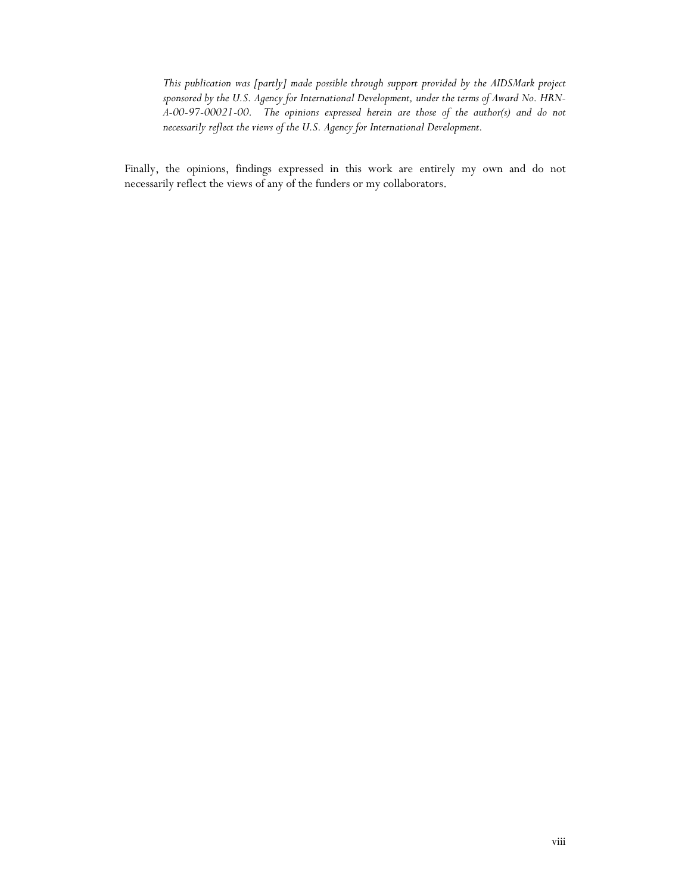*This publication was [partly] made possible through support provided by the AIDSMark project sponsored by the U.S. Agency for International Development, under the terms of Award No. HRN-A-00-97-00021-00. The opinions expressed herein are those of the author(s) and do not necessarily reflect the views of the U.S. Agency for International Development.*

Finally, the opinions, findings expressed in this work are entirely my own and do not necessarily reflect the views of any of the funders or my collaborators.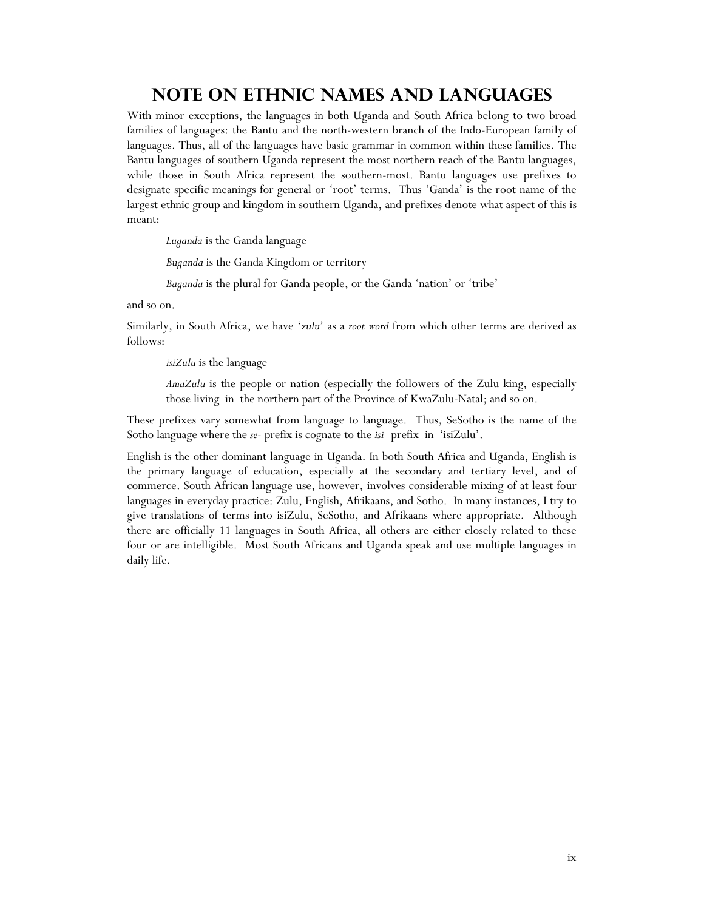# NOTE ON ETHNIC NAMES AND LANGUAGES

With minor exceptions, the languages in both Uganda and South Africa belong to two broad families of languages: the Bantu and the north-western branch of the Indo-European family of languages. Thus, all of the languages have basic grammar in common within these families. The Bantu languages of southern Uganda represent the most northern reach of the Bantu languages, while those in South Africa represent the southern-most. Bantu languages use prefixes to designate specific meanings for general or 'root' terms. Thus 'Ganda' is the root name of the largest ethnic group and kingdom in southern Uganda, and prefixes denote what aspect of this is meant:

> *Luganda* is the Ganda language
>
> *Buganda* is the Ganda Kingdom or territory
>
> *Baganda* is the plural for Ganda people, or the Ganda 'nation' or 'tribe'

and so on.

Similarly, in South Africa, we have '*zulu*' as a *root word* from which other terms are derived as follows:

> *isiZulu* is the language
>
> *AmaZulu* is the people or nation (especially the followers of the Zulu king, especially those living in the northern part of the Province of KwaZulu-Natal; and so on.

These prefixes vary somewhat from language to language. Thus, SeSotho is the name of the Sotho language where the *se-* prefix is cognate to the *isi-* prefix in 'isiZulu'.

English is the other dominant language in Uganda. In both South Africa and Uganda, English is the primary language of education, especially at the secondary and tertiary level, and of commerce. South African language use, however, involves considerable mixing of at least four languages in everyday practice: Zulu, English, Afrikaans, and Sotho. In many instances, I try to give translations of terms into isiZulu, SeSotho, and Afrikaans where appropriate. Although there are officially 11 languages in South Africa, all others are either closely related to these four or are intelligible. Most South Africans and Uganda speak and use multiple languages in daily life.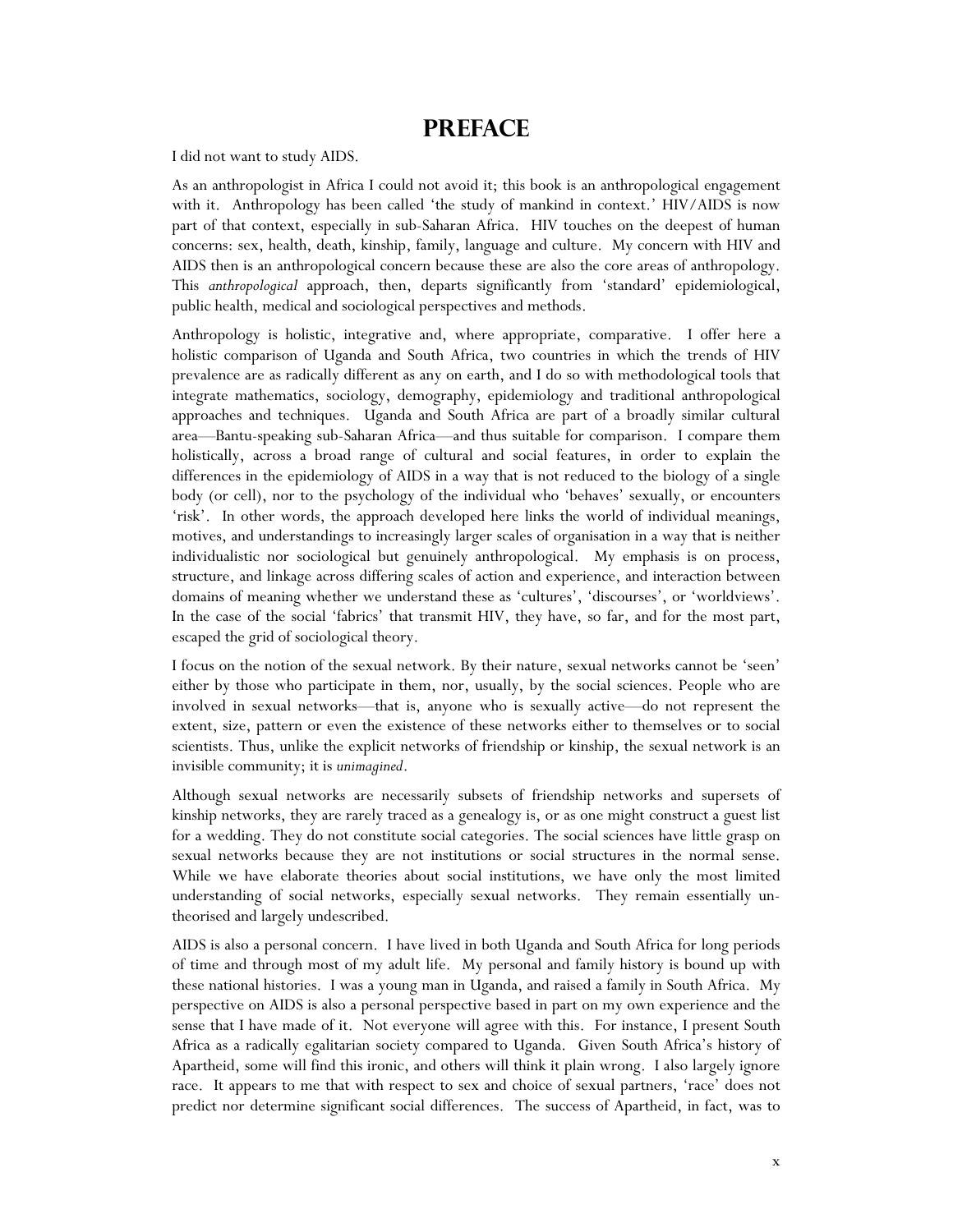# PREFACE

I did not want to study AIDS.

As an anthropologist in Africa I could not avoid it; this book is an anthropological engagement with it. Anthropology has been called 'the study of mankind in context.' HIV/AIDS is now part of that context, especially in sub-Saharan Africa. HIV touches on the deepest of human concerns: sex, health, death, kinship, family, language and culture. My concern with HIV and AIDS then is an anthropological concern because these are also the core areas of anthropology. This *anthropological* approach, then, departs significantly from 'standard' epidemiological, public health, medical and sociological perspectives and methods.

Anthropology is holistic, integrative and, where appropriate, comparative. I offer here a holistic comparison of Uganda and South Africa, two countries in which the trends of HIV prevalence are as radically different as any on earth, and I do so with methodological tools that integrate mathematics, sociology, demography, epidemiology and traditional anthropological approaches and techniques. Uganda and South Africa are part of a broadly similar cultural area—Bantu-speaking sub-Saharan Africa—and thus suitable for comparison. I compare them holistically, across a broad range of cultural and social features, in order to explain the differences in the epidemiology of AIDS in a way that is not reduced to the biology of a single body (or cell), nor to the psychology of the individual who 'behaves' sexually, or encounters 'risk'. In other words, the approach developed here links the world of individual meanings, motives, and understandings to increasingly larger scales of organisation in a way that is neither individualistic nor sociological but genuinely anthropological. My emphasis is on process, structure, and linkage across differing scales of action and experience, and interaction between domains of meaning whether we understand these as 'cultures', 'discourses', or 'worldviews'. In the case of the social 'fabrics' that transmit HIV, they have, so far, and for the most part, escaped the grid of sociological theory.

I focus on the notion of the sexual network. By their nature, sexual networks cannot be 'seen' either by those who participate in them, nor, usually, by the social sciences. People who are involved in sexual networks—that is, anyone who is sexually active—do not represent the extent, size, pattern or even the existence of these networks either to themselves or to social scientists. Thus, unlike the explicit networks of friendship or kinship, the sexual network is an invisible community; it is *unimagined*.

Although sexual networks are necessarily subsets of friendship networks and supersets of kinship networks, they are rarely traced as a genealogy is, or as one might construct a guest list for a wedding. They do not constitute social categories. The social sciences have little grasp on sexual networks because they are not institutions or social structures in the normal sense. While we have elaborate theories about social institutions, we have only the most limited understanding of social networks, especially sexual networks. They remain essentially un-theorised and largely undescribed.

AIDS is also a personal concern. I have lived in both Uganda and South Africa for long periods of time and through most of my adult life. My personal and family history is bound up with these national histories. I was a young man in Uganda, and raised a family in South Africa. My perspective on AIDS is also a personal perspective based in part on my own experience and the sense that I have made of it. Not everyone will agree with this. For instance, I present South Africa as a radically egalitarian society compared to Uganda. Given South Africa's history of Apartheid, some will find this ironic, and others will think it plain wrong. I also largely ignore race. It appears to me that with respect to sex and choice of sexual partners, 'race' does not predict nor determine significant social differences. The success of Apartheid, in fact, was to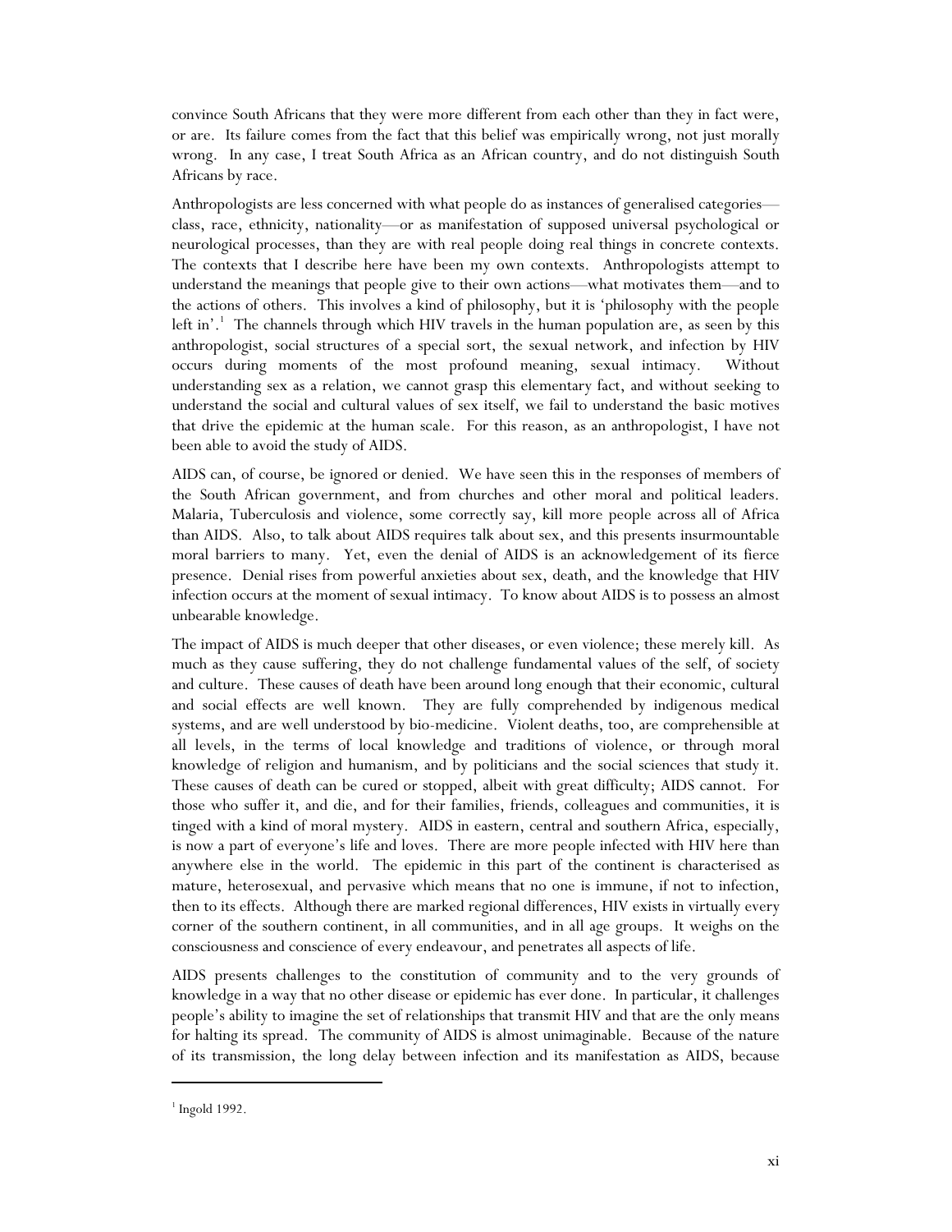convince South Africans that they were more different from each other than they in fact were, or are. Its failure comes from the fact that this belief was empirically wrong, not just morally wrong. In any case, I treat South Africa as an African country, and do not distinguish South Africans by race.

Anthropologists are less concerned with what people do as instances of generalised categories—class, race, ethnicity, nationality—or as manifestation of supposed universal psychological or neurological processes, than they are with real people doing real things in concrete contexts. The contexts that I describe here have been my own contexts. Anthropologists attempt to understand the meanings that people give to their own actions—what motivates them—and to the actions of others. This involves a kind of philosophy, but it is 'philosophy with the people left in'.[1] The channels through which HIV travels in the human population are, as seen by this anthropologist, social structures of a special sort, the sexual network, and infection by HIV occurs during moments of the most profound meaning, sexual intimacy. Without understanding sex as a relation, we cannot grasp this elementary fact, and without seeking to understand the social and cultural values of sex itself, we fail to understand the basic motives that drive the epidemic at the human scale. For this reason, as an anthropologist, I have not been able to avoid the study of AIDS.

AIDS can, of course, be ignored or denied. We have seen this in the responses of members of the South African government, and from churches and other moral and political leaders. Malaria, Tuberculosis and violence, some correctly say, kill more people across all of Africa than AIDS. Also, to talk about AIDS requires talk about sex, and this presents insurmountable moral barriers to many. Yet, even the denial of AIDS is an acknowledgement of its fierce presence. Denial rises from powerful anxieties about sex, death, and the knowledge that HIV infection occurs at the moment of sexual intimacy. To know about AIDS is to possess an almost unbearable knowledge.

The impact of AIDS is much deeper that other diseases, or even violence; these merely kill. As much as they cause suffering, they do not challenge fundamental values of the self, of society and culture. These causes of death have been around long enough that their economic, cultural and social effects are well known. They are fully comprehended by indigenous medical systems, and are well understood by bio-medicine. Violent deaths, too, are comprehensible at all levels, in the terms of local knowledge and traditions of violence, or through moral knowledge of religion and humanism, and by politicians and the social sciences that study it. These causes of death can be cured or stopped, albeit with great difficulty; AIDS cannot. For those who suffer it, and die, and for their families, friends, colleagues and communities, it is tinged with a kind of moral mystery. AIDS in eastern, central and southern Africa, especially, is now a part of everyone's life and loves. There are more people infected with HIV here than anywhere else in the world. The epidemic in this part of the continent is characterised as mature, heterosexual, and pervasive which means that no one is immune, if not to infection, then to its effects. Although there are marked regional differences, HIV exists in virtually every corner of the southern continent, in all communities, and in all age groups. It weighs on the consciousness and conscience of every endeavour, and penetrates all aspects of life.

AIDS presents challenges to the constitution of community and to the very grounds of knowledge in a way that no other disease or epidemic has ever done. In particular, it challenges people's ability to imagine the set of relationships that transmit HIV and that are the only means for halting its spread. The community of AIDS is almost unimaginable. Because of the nature of its transmission, the long delay between infection and its manifestation as AIDS, because

[1] Ingold 1992.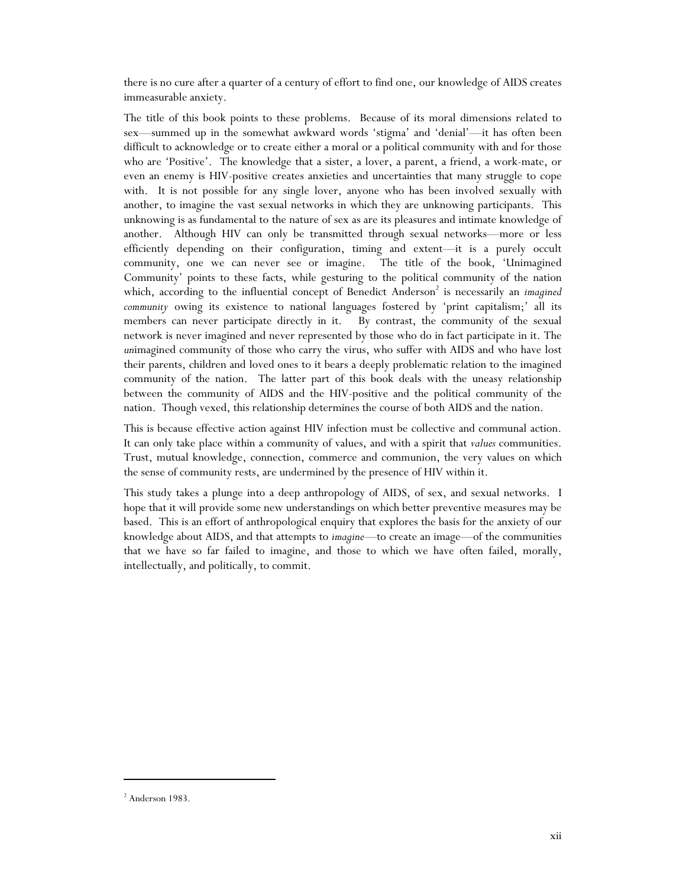there is no cure after a quarter of a century of effort to find one, our knowledge of AIDS creates immeasurable anxiety.

The title of this book points to these problems. Because of its moral dimensions related to sex—summed up in the somewhat awkward words 'stigma' and 'denial'—it has often been difficult to acknowledge or to create either a moral or a political community with and for those who are 'Positive'. The knowledge that a sister, a lover, a parent, a friend, a work-mate, or even an enemy is HIV-positive creates anxieties and uncertainties that many struggle to cope with. It is not possible for any single lover, anyone who has been involved sexually with another, to imagine the vast sexual networks in which they are unknowing participants. This unknowing is as fundamental to the nature of sex as are its pleasures and intimate knowledge of another. Although HIV can only be transmitted through sexual networks—more or less efficiently depending on their configuration, timing and extent—it is a purely occult community, one we can never see or imagine. The title of the book, 'Unimagined Community' points to these facts, while gesturing to the political community of the nation which, according to the influential concept of Benedict Anderson[2] is necessarily an *imagined community* owing its existence to national languages fostered by 'print capitalism;' all its members can never participate directly in it. By contrast, the community of the sexual network is never imagined and never represented by those who do in fact participate in it. The *un*imagined community of those who carry the virus, who suffer with AIDS and who have lost their parents, children and loved ones to it bears a deeply problematic relation to the imagined community of the nation. The latter part of this book deals with the uneasy relationship between the community of AIDS and the HIV-positive and the political community of the nation. Though vexed, this relationship determines the course of both AIDS and the nation.

This is because effective action against HIV infection must be collective and communal action. It can only take place within a community of values, and with a spirit that *values* communities. Trust, mutual knowledge, connection, commerce and communion, the very values on which the sense of community rests, are undermined by the presence of HIV within it.

This study takes a plunge into a deep anthropology of AIDS, of sex, and sexual networks. I hope that it will provide some new understandings on which better preventive measures may be based. This is an effort of anthropological enquiry that explores the basis for the anxiety of our knowledge about AIDS, and that attempts to *imagine*—to create an image—of the communities that we have so far failed to imagine, and those to which we have often failed, morally, intellectually, and politically, to commit.

---

[2] Anderson 1983.